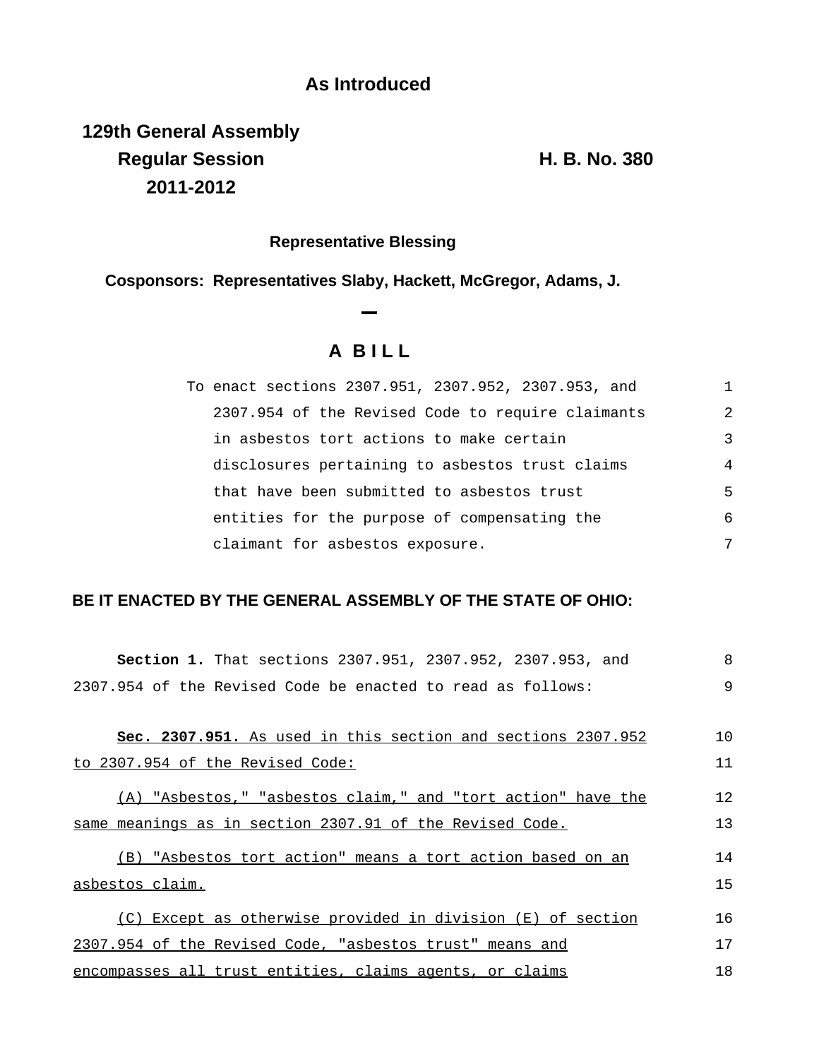**As Introduced**

**129th General Assembly**
**Regular Session**
**2011-2012**

**H. B. No. 380**

**Representative Blessing**

**Cosponsors: Representatives Slaby, Hackett, McGregor, Adams, J.**

# A BILL

To enact sections 2307.951, 2307.952, 2307.953, and 2307.954 of the Revised Code to require claimants in asbestos tort actions to make certain disclosures pertaining to asbestos trust claims that have been submitted to asbestos trust entities for the purpose of compensating the claimant for asbestos exposure.

**BE IT ENACTED BY THE GENERAL ASSEMBLY OF THE STATE OF OHIO:**

**Section 1.** That sections 2307.951, 2307.952, 2307.953, and 2307.954 of the Revised Code be enacted to read as follows:

**Sec. 2307.951.** As used in this section and sections 2307.952 to 2307.954 of the Revised Code:

(A) "Asbestos," "asbestos claim," and "tort action" have the same meanings as in section 2307.91 of the Revised Code.

(B) "Asbestos tort action" means a tort action based on an asbestos claim.

(C) Except as otherwise provided in division (E) of section 2307.954 of the Revised Code, "asbestos trust" means and encompasses all trust entities, claims agents, or claims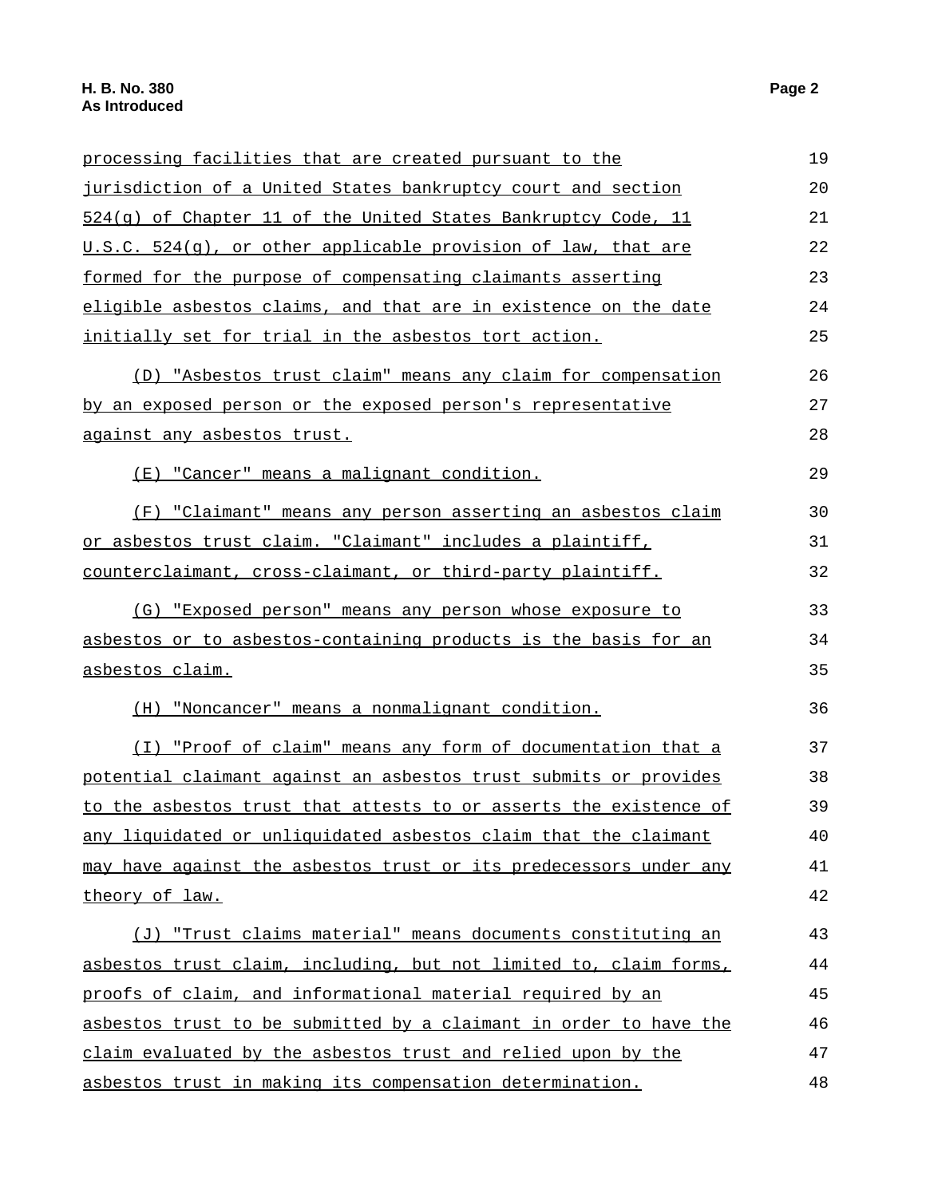processing facilities that are created pursuant to the jurisdiction of a United States bankruptcy court and section 524(g) of Chapter 11 of the United States Bankruptcy Code, 11 U.S.C. 524(g), or other applicable provision of law, that are formed for the purpose of compensating claimants asserting eligible asbestos claims, and that are in existence on the date initially set for trial in the asbestos tort action.

(D) "Asbestos trust claim" means any claim for compensation by an exposed person or the exposed person's representative against any asbestos trust.

(E) "Cancer" means a malignant condition.

(F) "Claimant" means any person asserting an asbestos claim or asbestos trust claim. "Claimant" includes a plaintiff, counterclaimant, cross-claimant, or third-party plaintiff.

(G) "Exposed person" means any person whose exposure to asbestos or to asbestos-containing products is the basis for an asbestos claim.

(H) "Noncancer" means a nonmalignant condition.

(I) "Proof of claim" means any form of documentation that a potential claimant against an asbestos trust submits or provides to the asbestos trust that attests to or asserts the existence of any liquidated or unliquidated asbestos claim that the claimant may have against the asbestos trust or its predecessors under any theory of law.

(J) "Trust claims material" means documents constituting an asbestos trust claim, including, but not limited to, claim forms, proofs of claim, and informational material required by an asbestos trust to be submitted by a claimant in order to have the claim evaluated by the asbestos trust and relied upon by the asbestos trust in making its compensation determination.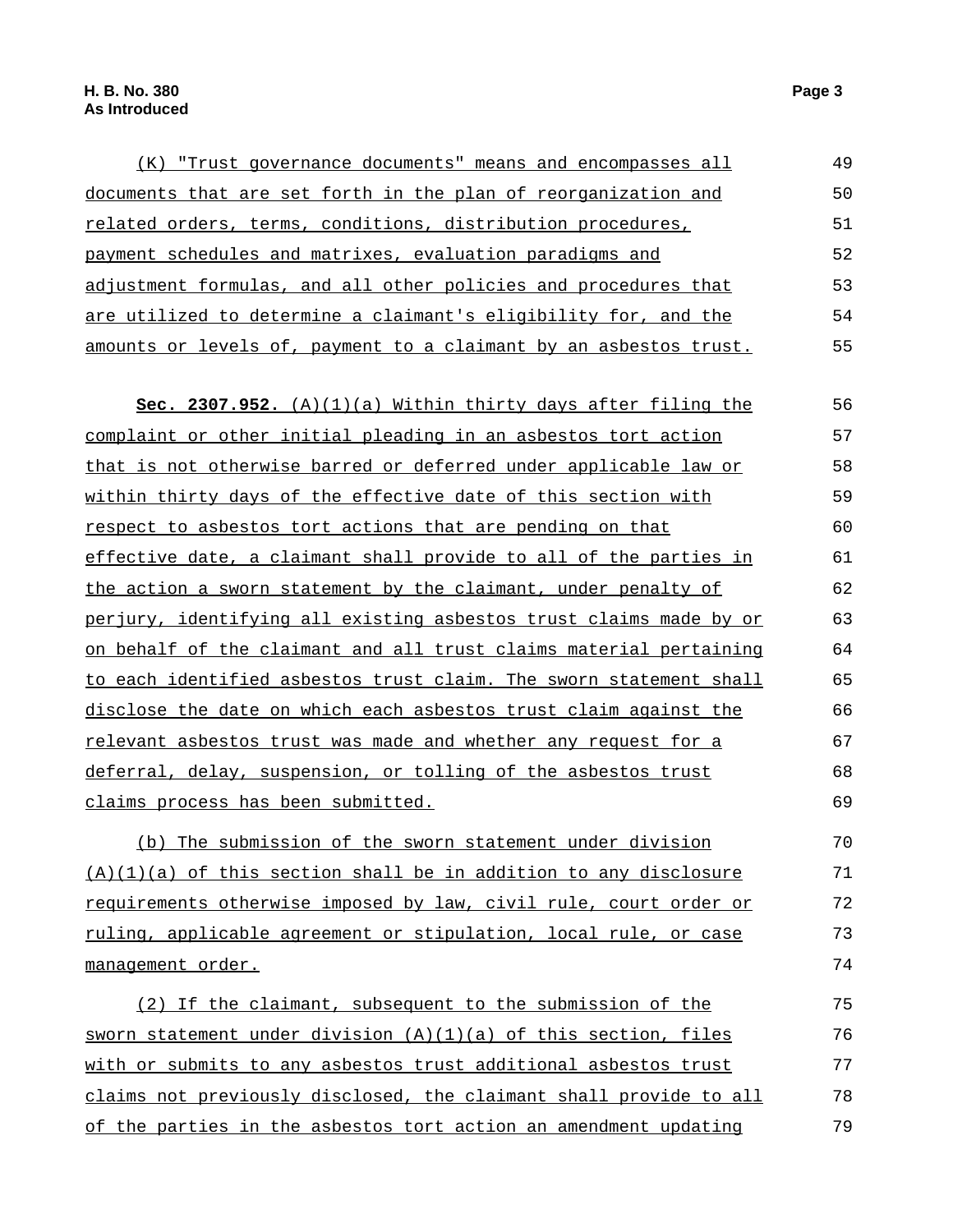(K) "Trust governance documents" means and encompasses all documents that are set forth in the plan of reorganization and related orders, terms, conditions, distribution procedures, payment schedules and matrixes, evaluation paradigms and adjustment formulas, and all other policies and procedures that are utilized to determine a claimant's eligibility for, and the amounts or levels of, payment to a claimant by an asbestos trust.

**Sec. 2307.952.** (A)(1)(a) Within thirty days after filing the complaint or other initial pleading in an asbestos tort action that is not otherwise barred or deferred under applicable law or within thirty days of the effective date of this section with respect to asbestos tort actions that are pending on that effective date, a claimant shall provide to all of the parties in the action a sworn statement by the claimant, under penalty of perjury, identifying all existing asbestos trust claims made by or on behalf of the claimant and all trust claims material pertaining to each identified asbestos trust claim. The sworn statement shall disclose the date on which each asbestos trust claim against the relevant asbestos trust was made and whether any request for a deferral, delay, suspension, or tolling of the asbestos trust claims process has been submitted.

(b) The submission of the sworn statement under division (A)(1)(a) of this section shall be in addition to any disclosure requirements otherwise imposed by law, civil rule, court order or ruling, applicable agreement or stipulation, local rule, or case management order.

(2) If the claimant, subsequent to the submission of the sworn statement under division (A)(1)(a) of this section, files with or submits to any asbestos trust additional asbestos trust claims not previously disclosed, the claimant shall provide to all of the parties in the asbestos tort action an amendment updating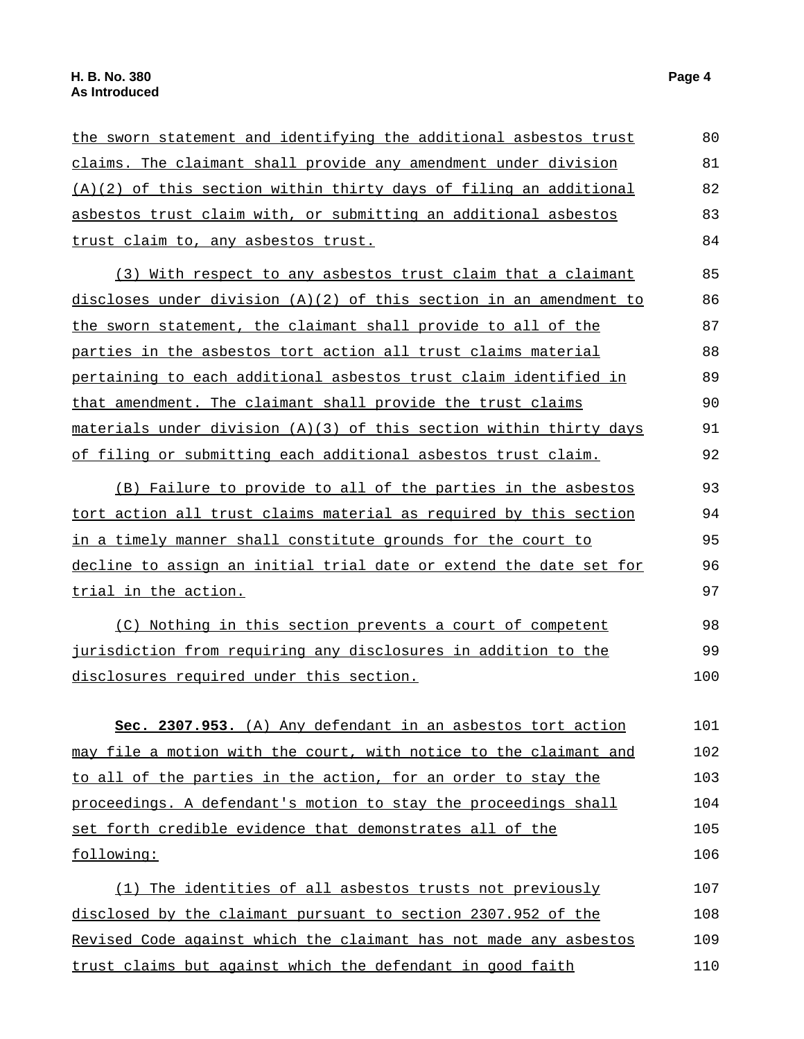the sworn statement and identifying the additional asbestos trust claims. The claimant shall provide any amendment under division (A)(2) of this section within thirty days of filing an additional asbestos trust claim with, or submitting an additional asbestos trust claim to, any asbestos trust.

(3) With respect to any asbestos trust claim that a claimant discloses under division (A)(2) of this section in an amendment to the sworn statement, the claimant shall provide to all of the parties in the asbestos tort action all trust claims material pertaining to each additional asbestos trust claim identified in that amendment. The claimant shall provide the trust claims materials under division (A)(3) of this section within thirty days of filing or submitting each additional asbestos trust claim.

(B) Failure to provide to all of the parties in the asbestos tort action all trust claims material as required by this section in a timely manner shall constitute grounds for the court to decline to assign an initial trial date or extend the date set for trial in the action.

(C) Nothing in this section prevents a court of competent jurisdiction from requiring any disclosures in addition to the disclosures required under this section.

**Sec. 2307.953.** (A) Any defendant in an asbestos tort action may file a motion with the court, with notice to the claimant and to all of the parties in the action, for an order to stay the proceedings. A defendant's motion to stay the proceedings shall set forth credible evidence that demonstrates all of the following:

(1) The identities of all asbestos trusts not previously disclosed by the claimant pursuant to section 2307.952 of the Revised Code against which the claimant has not made any asbestos trust claims but against which the defendant in good faith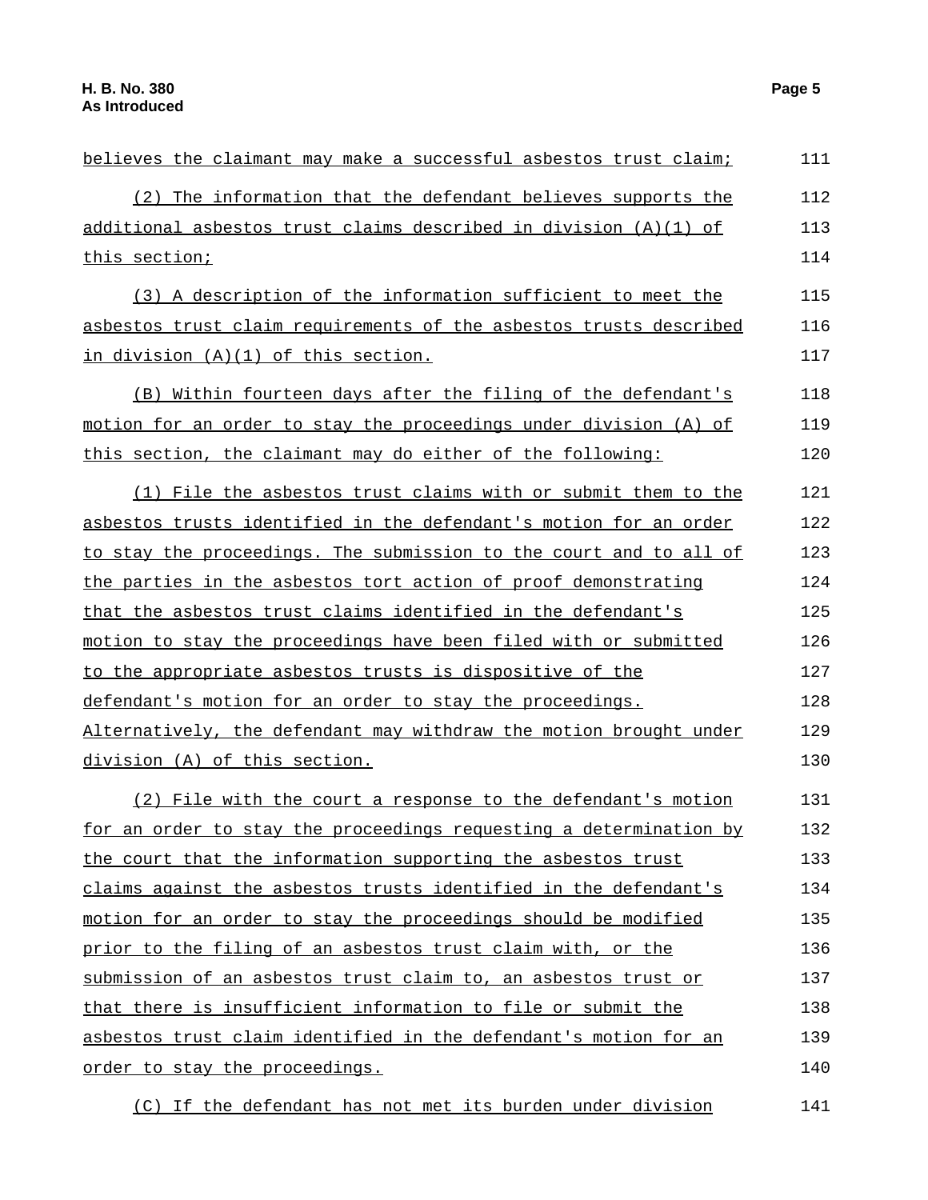believes the claimant may make a successful asbestos trust claim;

(2) The information that the defendant believes supports the additional asbestos trust claims described in division (A)(1) of this section;

(3) A description of the information sufficient to meet the asbestos trust claim requirements of the asbestos trusts described in division (A)(1) of this section.

(B) Within fourteen days after the filing of the defendant's motion for an order to stay the proceedings under division (A) of this section, the claimant may do either of the following:

(1) File the asbestos trust claims with or submit them to the asbestos trusts identified in the defendant's motion for an order to stay the proceedings. The submission to the court and to all of the parties in the asbestos tort action of proof demonstrating that the asbestos trust claims identified in the defendant's motion to stay the proceedings have been filed with or submitted to the appropriate asbestos trusts is dispositive of the defendant's motion for an order to stay the proceedings. Alternatively, the defendant may withdraw the motion brought under division (A) of this section.

(2) File with the court a response to the defendant's motion for an order to stay the proceedings requesting a determination by the court that the information supporting the asbestos trust claims against the asbestos trusts identified in the defendant's motion for an order to stay the proceedings should be modified prior to the filing of an asbestos trust claim with, or the submission of an asbestos trust claim to, an asbestos trust or that there is insufficient information to file or submit the asbestos trust claim identified in the defendant's motion for an order to stay the proceedings.

(C) If the defendant has not met its burden under division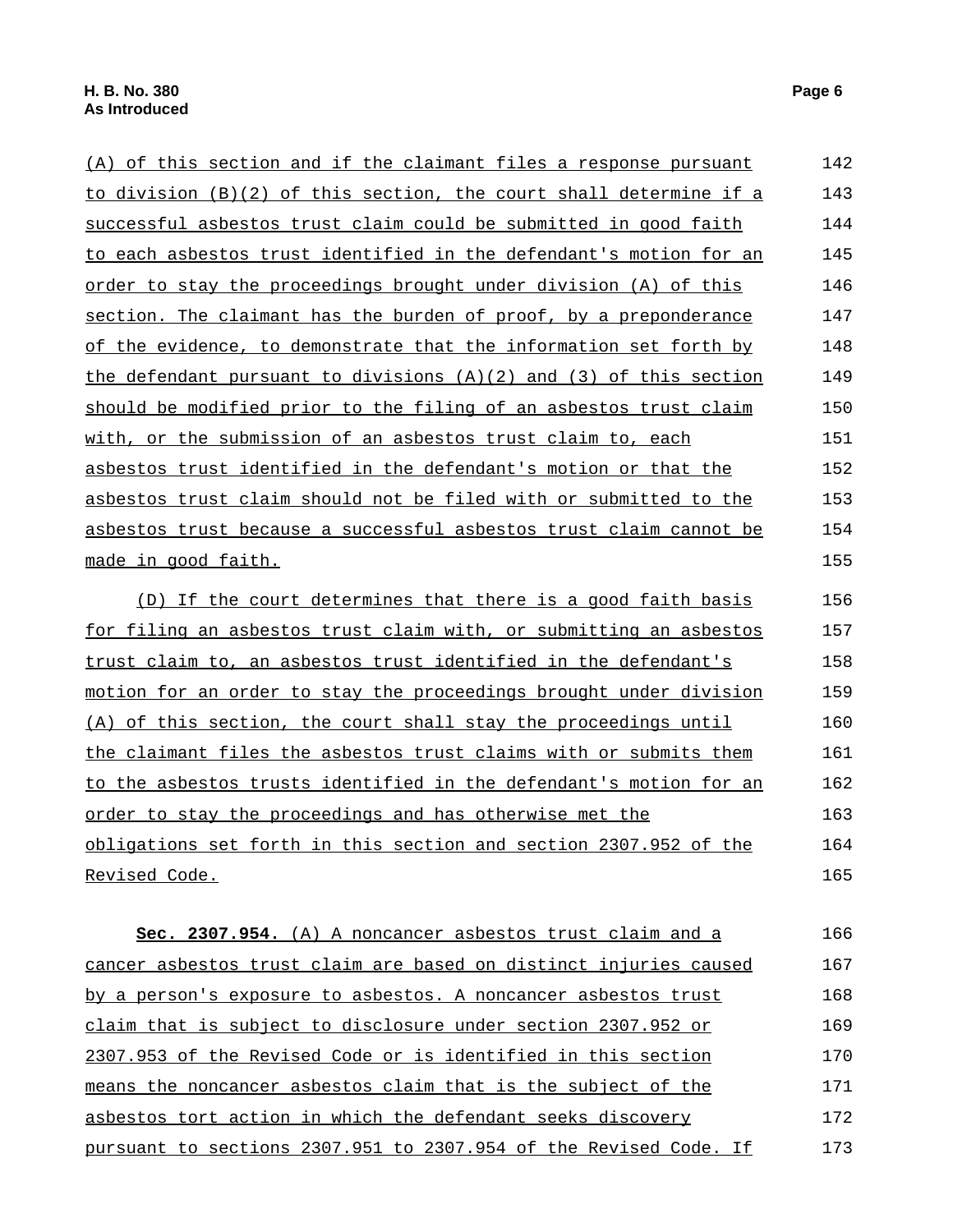(A) of this section and if the claimant files a response pursuant to division (B)(2) of this section, the court shall determine if a successful asbestos trust claim could be submitted in good faith to each asbestos trust identified in the defendant's motion for an order to stay the proceedings brought under division (A) of this section. The claimant has the burden of proof, by a preponderance of the evidence, to demonstrate that the information set forth by the defendant pursuant to divisions (A)(2) and (3) of this section should be modified prior to the filing of an asbestos trust claim with, or the submission of an asbestos trust claim to, each asbestos trust identified in the defendant's motion or that the asbestos trust claim should not be filed with or submitted to the asbestos trust because a successful asbestos trust claim cannot be made in good faith.

(D) If the court determines that there is a good faith basis for filing an asbestos trust claim with, or submitting an asbestos trust claim to, an asbestos trust identified in the defendant's motion for an order to stay the proceedings brought under division (A) of this section, the court shall stay the proceedings until the claimant files the asbestos trust claims with or submits them to the asbestos trusts identified in the defendant's motion for an order to stay the proceedings and has otherwise met the obligations set forth in this section and section 2307.952 of the Revised Code.

**Sec. 2307.954.** (A) A noncancer asbestos trust claim and a cancer asbestos trust claim are based on distinct injuries caused by a person's exposure to asbestos. A noncancer asbestos trust claim that is subject to disclosure under section 2307.952 or 2307.953 of the Revised Code or is identified in this section means the noncancer asbestos claim that is the subject of the asbestos tort action in which the defendant seeks discovery pursuant to sections 2307.951 to 2307.954 of the Revised Code. If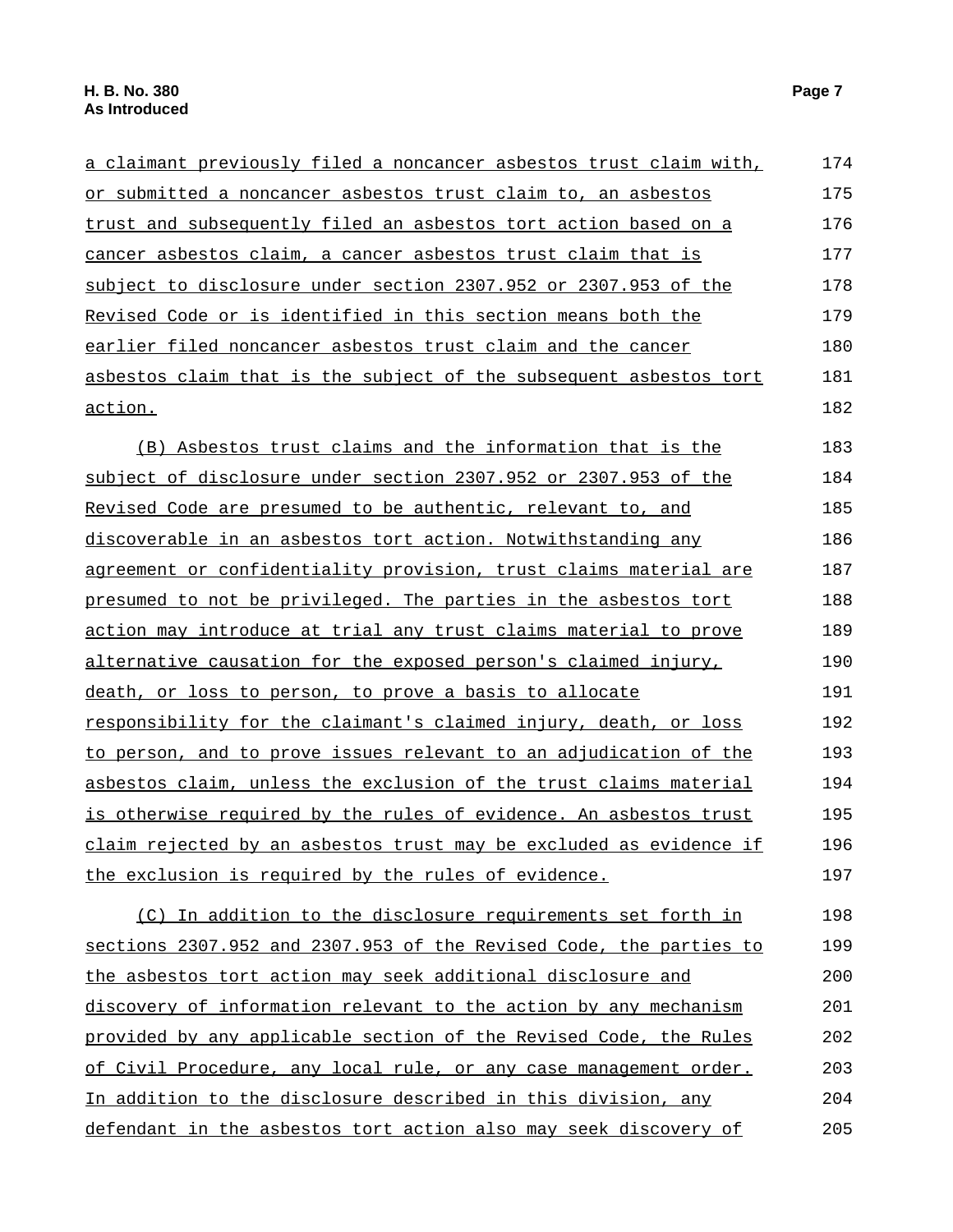a claimant previously filed a noncancer asbestos trust claim with, or submitted a noncancer asbestos trust claim to, an asbestos trust and subsequently filed an asbestos tort action based on a cancer asbestos claim, a cancer asbestos trust claim that is subject to disclosure under section 2307.952 or 2307.953 of the Revised Code or is identified in this section means both the earlier filed noncancer asbestos trust claim and the cancer asbestos claim that is the subject of the subsequent asbestos tort action.

(B) Asbestos trust claims and the information that is the subject of disclosure under section 2307.952 or 2307.953 of the Revised Code are presumed to be authentic, relevant to, and discoverable in an asbestos tort action. Notwithstanding any agreement or confidentiality provision, trust claims material are presumed to not be privileged. The parties in the asbestos tort action may introduce at trial any trust claims material to prove alternative causation for the exposed person's claimed injury, death, or loss to person, to prove a basis to allocate responsibility for the claimant's claimed injury, death, or loss to person, and to prove issues relevant to an adjudication of the asbestos claim, unless the exclusion of the trust claims material is otherwise required by the rules of evidence. An asbestos trust claim rejected by an asbestos trust may be excluded as evidence if the exclusion is required by the rules of evidence.

(C) In addition to the disclosure requirements set forth in sections 2307.952 and 2307.953 of the Revised Code, the parties to the asbestos tort action may seek additional disclosure and discovery of information relevant to the action by any mechanism provided by any applicable section of the Revised Code, the Rules of Civil Procedure, any local rule, or any case management order. In addition to the disclosure described in this division, any defendant in the asbestos tort action also may seek discovery of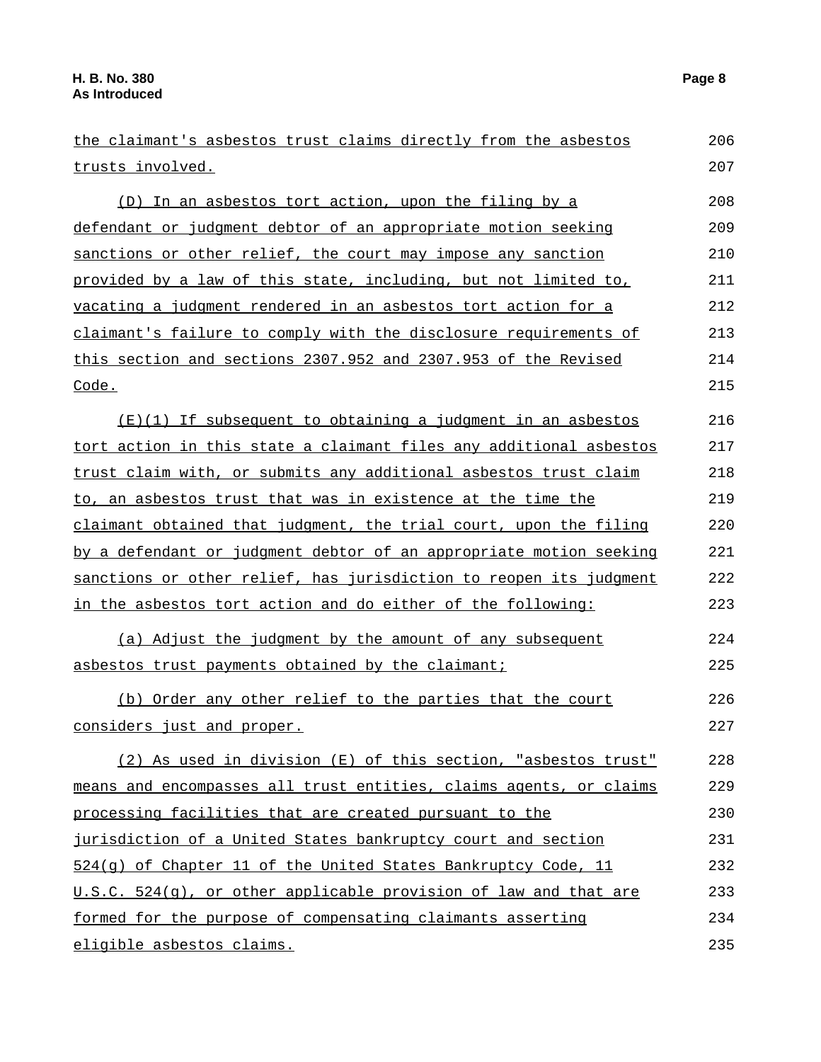the claimant's asbestos trust claims directly from the asbestos trusts involved.

(D) In an asbestos tort action, upon the filing by a defendant or judgment debtor of an appropriate motion seeking sanctions or other relief, the court may impose any sanction provided by a law of this state, including, but not limited to, vacating a judgment rendered in an asbestos tort action for a claimant's failure to comply with the disclosure requirements of this section and sections 2307.952 and 2307.953 of the Revised Code.

(E)(1) If subsequent to obtaining a judgment in an asbestos tort action in this state a claimant files any additional asbestos trust claim with, or submits any additional asbestos trust claim to, an asbestos trust that was in existence at the time the claimant obtained that judgment, the trial court, upon the filing by a defendant or judgment debtor of an appropriate motion seeking sanctions or other relief, has jurisdiction to reopen its judgment in the asbestos tort action and do either of the following:

(a) Adjust the judgment by the amount of any subsequent asbestos trust payments obtained by the claimant;

(b) Order any other relief to the parties that the court considers just and proper.

(2) As used in division (E) of this section, "asbestos trust" means and encompasses all trust entities, claims agents, or claims processing facilities that are created pursuant to the jurisdiction of a United States bankruptcy court and section 524(g) of Chapter 11 of the United States Bankruptcy Code, 11 U.S.C. 524(g), or other applicable provision of law and that are formed for the purpose of compensating claimants asserting eligible asbestos claims.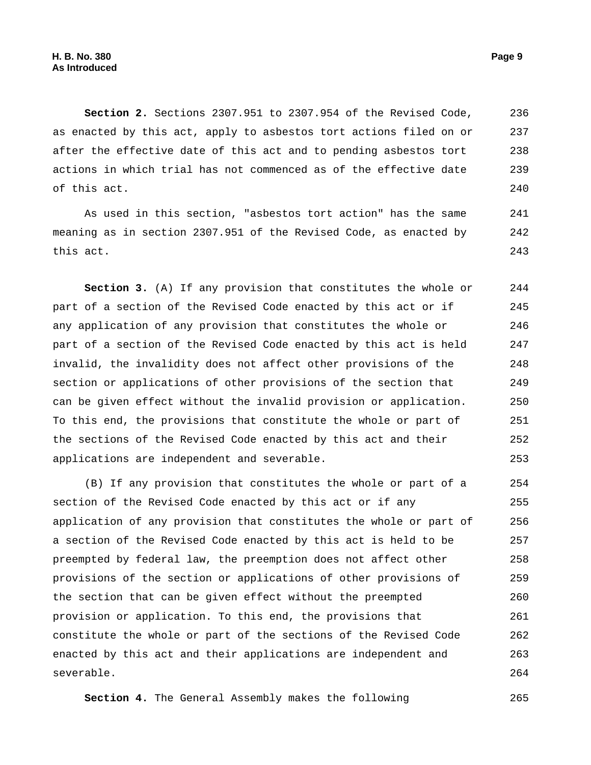**Section 2.** Sections 2307.951 to 2307.954 of the Revised Code, as enacted by this act, apply to asbestos tort actions filed on or after the effective date of this act and to pending asbestos tort actions in which trial has not commenced as of the effective date of this act.

As used in this section, "asbestos tort action" has the same meaning as in section 2307.951 of the Revised Code, as enacted by this act.

**Section 3.** (A) If any provision that constitutes the whole or part of a section of the Revised Code enacted by this act or if any application of any provision that constitutes the whole or part of a section of the Revised Code enacted by this act is held invalid, the invalidity does not affect other provisions of the section or applications of other provisions of the section that can be given effect without the invalid provision or application. To this end, the provisions that constitute the whole or part of the sections of the Revised Code enacted by this act and their applications are independent and severable.

(B) If any provision that constitutes the whole or part of a section of the Revised Code enacted by this act or if any application of any provision that constitutes the whole or part of a section of the Revised Code enacted by this act is held to be preempted by federal law, the preemption does not affect other provisions of the section or applications of other provisions of the section that can be given effect without the preempted provision or application. To this end, the provisions that constitute the whole or part of the sections of the Revised Code enacted by this act and their applications are independent and severable.

**Section 4.** The General Assembly makes the following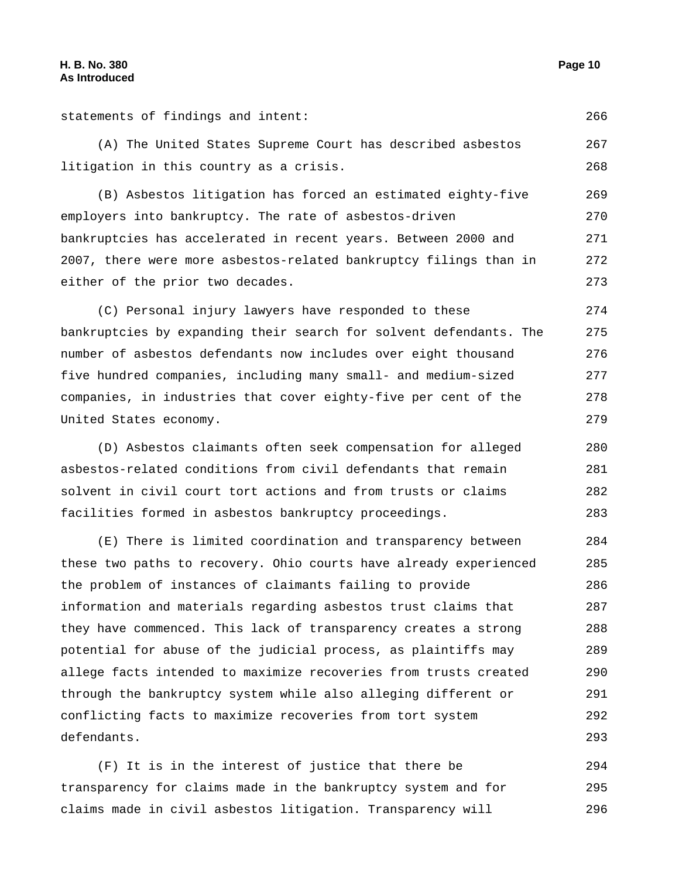statements of findings and intent:

(A) The United States Supreme Court has described asbestos litigation in this country as a crisis.

(B) Asbestos litigation has forced an estimated eighty-five employers into bankruptcy. The rate of asbestos-driven bankruptcies has accelerated in recent years. Between 2000 and 2007, there were more asbestos-related bankruptcy filings than in either of the prior two decades.

(C) Personal injury lawyers have responded to these bankruptcies by expanding their search for solvent defendants. The number of asbestos defendants now includes over eight thousand five hundred companies, including many small- and medium-sized companies, in industries that cover eighty-five per cent of the United States economy.

(D) Asbestos claimants often seek compensation for alleged asbestos-related conditions from civil defendants that remain solvent in civil court tort actions and from trusts or claims facilities formed in asbestos bankruptcy proceedings.

(E) There is limited coordination and transparency between these two paths to recovery. Ohio courts have already experienced the problem of instances of claimants failing to provide information and materials regarding asbestos trust claims that they have commenced. This lack of transparency creates a strong potential for abuse of the judicial process, as plaintiffs may allege facts intended to maximize recoveries from trusts created through the bankruptcy system while also alleging different or conflicting facts to maximize recoveries from tort system defendants.

(F) It is in the interest of justice that there be transparency for claims made in the bankruptcy system and for claims made in civil asbestos litigation. Transparency will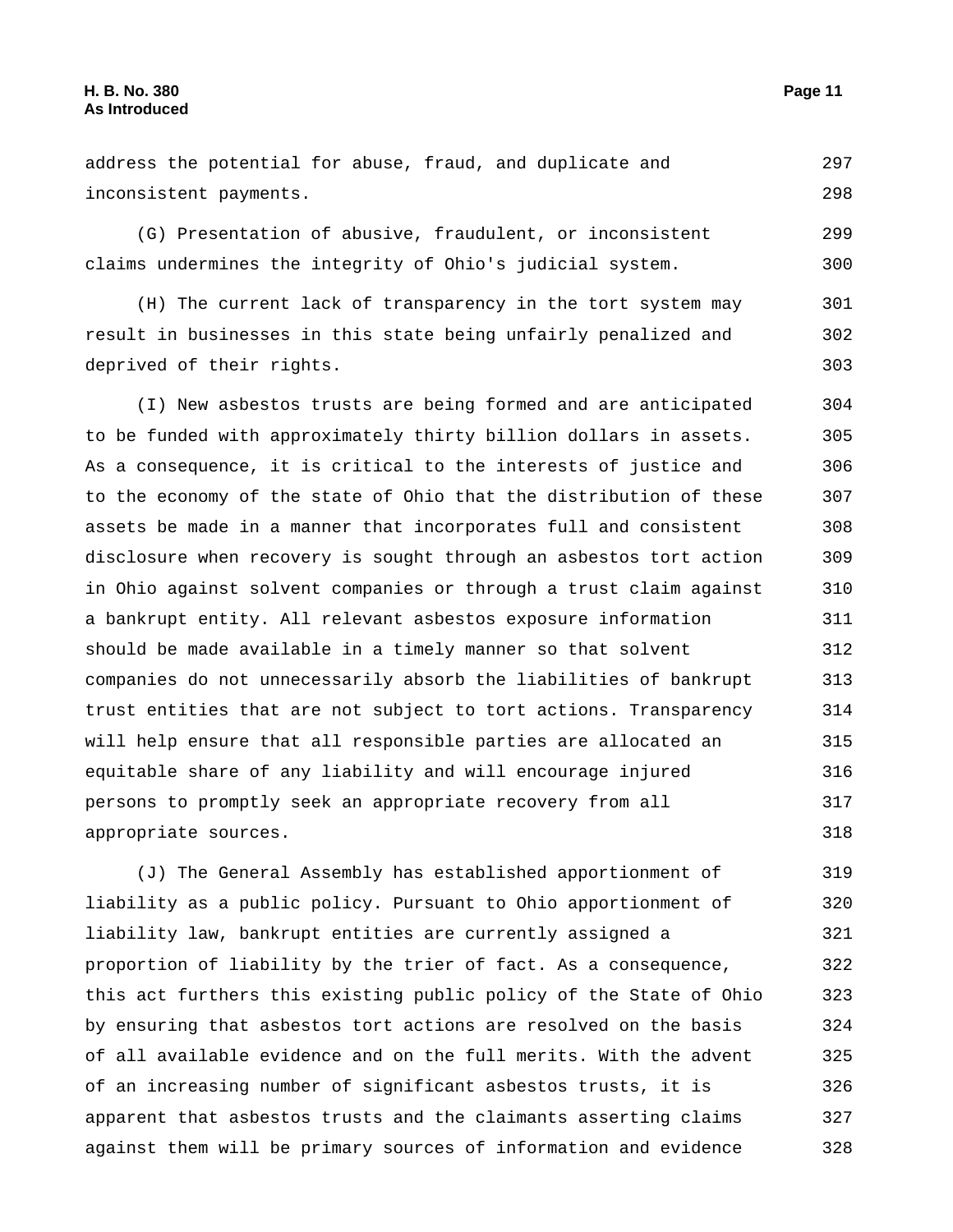address the potential for abuse, fraud, and duplicate and inconsistent payments.

(G) Presentation of abusive, fraudulent, or inconsistent claims undermines the integrity of Ohio's judicial system.

(H) The current lack of transparency in the tort system may result in businesses in this state being unfairly penalized and deprived of their rights.

(I) New asbestos trusts are being formed and are anticipated to be funded with approximately thirty billion dollars in assets. As a consequence, it is critical to the interests of justice and to the economy of the state of Ohio that the distribution of these assets be made in a manner that incorporates full and consistent disclosure when recovery is sought through an asbestos tort action in Ohio against solvent companies or through a trust claim against a bankrupt entity. All relevant asbestos exposure information should be made available in a timely manner so that solvent companies do not unnecessarily absorb the liabilities of bankrupt trust entities that are not subject to tort actions. Transparency will help ensure that all responsible parties are allocated an equitable share of any liability and will encourage injured persons to promptly seek an appropriate recovery from all appropriate sources.

(J) The General Assembly has established apportionment of liability as a public policy. Pursuant to Ohio apportionment of liability law, bankrupt entities are currently assigned a proportion of liability by the trier of fact. As a consequence, this act furthers this existing public policy of the State of Ohio by ensuring that asbestos tort actions are resolved on the basis of all available evidence and on the full merits. With the advent of an increasing number of significant asbestos trusts, it is apparent that asbestos trusts and the claimants asserting claims against them will be primary sources of information and evidence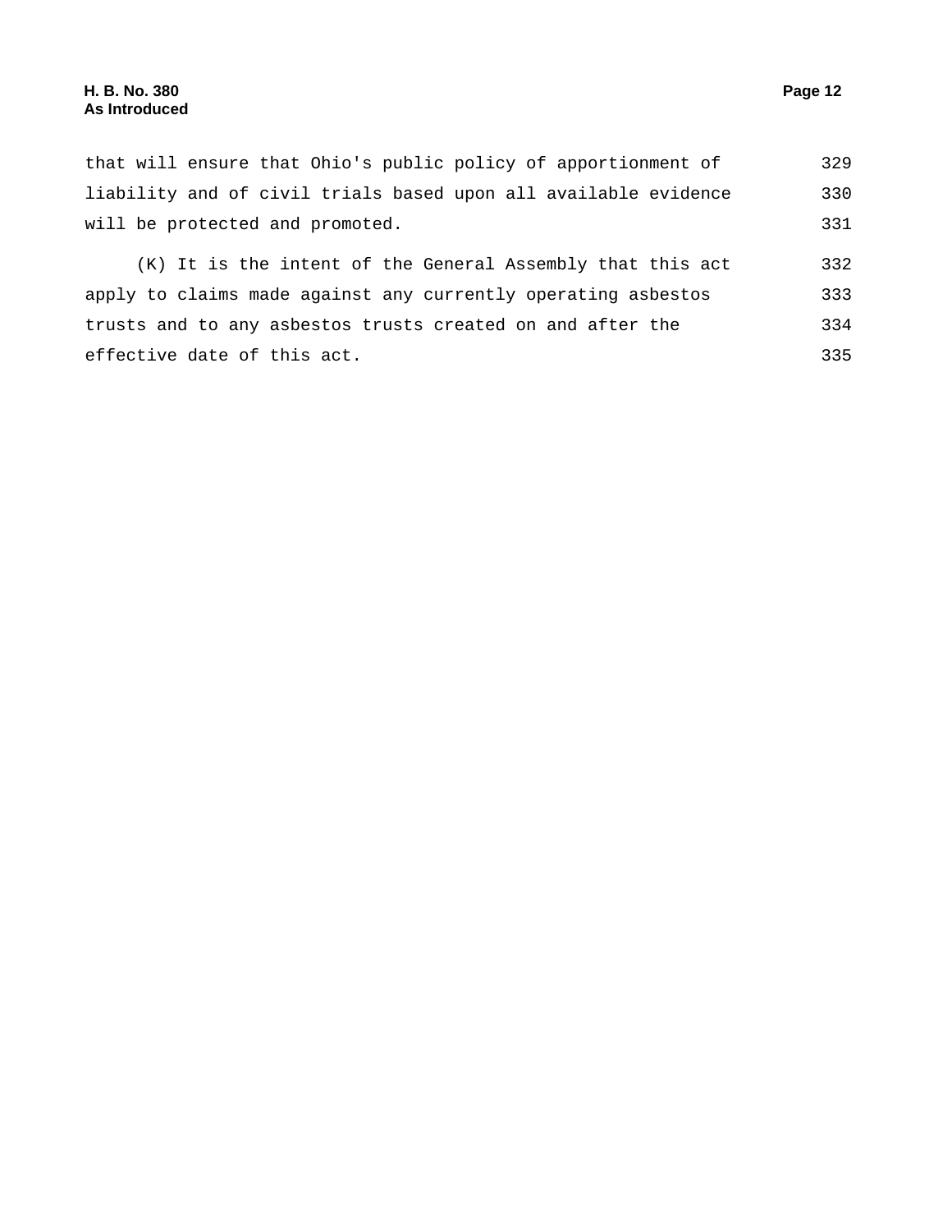that will ensure that Ohio's public policy of apportionment of liability and of civil trials based upon all available evidence will be protected and promoted.

(K) It is the intent of the General Assembly that this act apply to claims made against any currently operating asbestos trusts and to any asbestos trusts created on and after the effective date of this act.